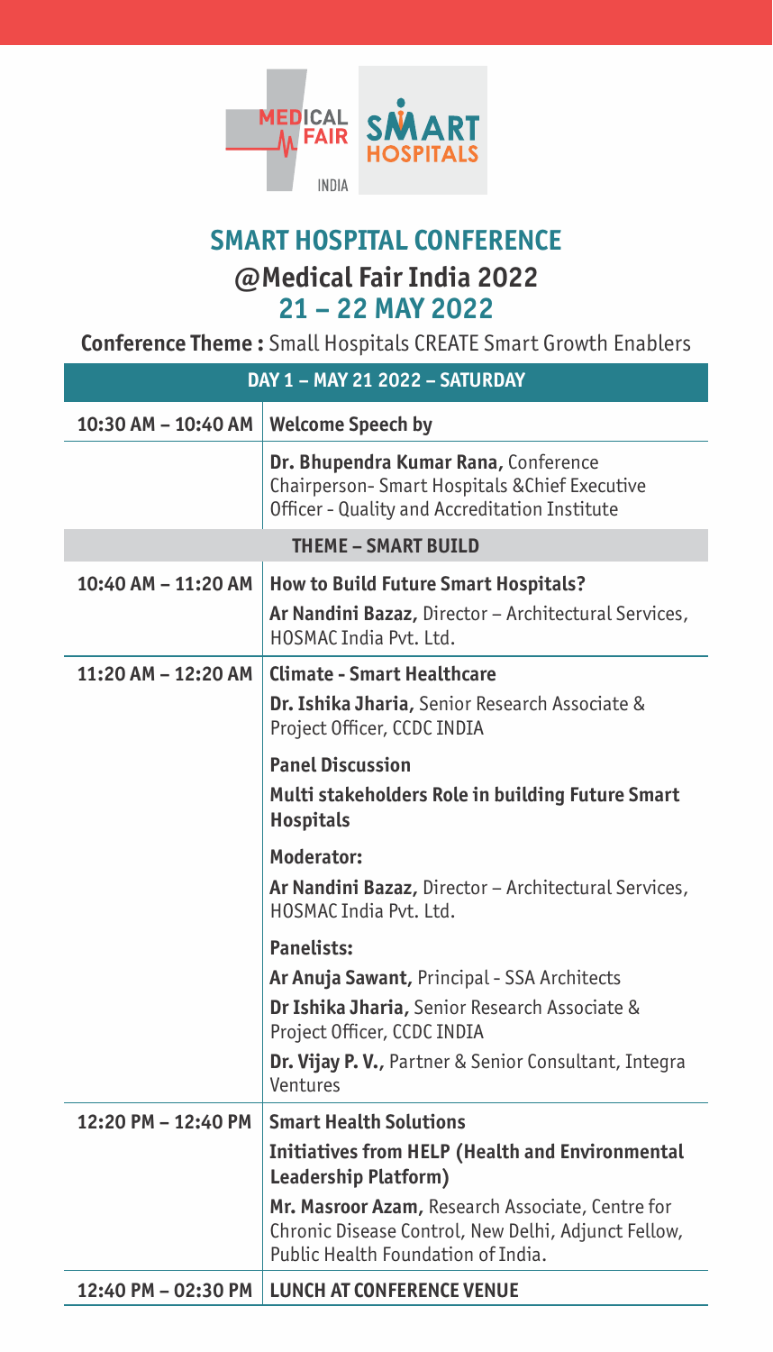MEDICAL FAIR INDIA | SMART HOSPITALS

# SMART HOSPITAL CONFERENCE

## @Medical Fair India 2022

## 21 – 22 MAY 2022

**Conference Theme :** Small Hospitals CREATE Smart Growth Enablers

| DAY 1 – MAY 21 2022 – SATURDAY | |
|---|---|
| **10:30 AM – 10:40 AM** | **Welcome Speech by** |
| | **Dr. Bhupendra Kumar Rana,** Conference Chairperson- Smart Hospitals &Chief Executive Officer - Quality and Accreditation Institute |
| **THEME – SMART BUILD** | |
| **10:40 AM – 11:20 AM** | **How to Build Future Smart Hospitals?**<br>**Ar Nandini Bazaz,** Director – Architectural Services, HOSMAC India Pvt. Ltd. |
| **11:20 AM – 12:20 AM** | **Climate - Smart Healthcare**<br>**Dr. Ishika Jharia,** Senior Research Associate & Project Officer, CCDC INDIA<br>**Panel Discussion**<br>**Multi stakeholders Role in building Future Smart Hospitals**<br>**Moderator:**<br>**Ar Nandini Bazaz,** Director – Architectural Services, HOSMAC India Pvt. Ltd.<br>**Panelists:**<br>**Ar Anuja Sawant,** Principal - SSA Architects<br>**Dr Ishika Jharia,** Senior Research Associate & Project Officer, CCDC INDIA<br>**Dr. Vijay P. V.,** Partner & Senior Consultant, Integra Ventures |
| **12:20 PM – 12:40 PM** | **Smart Health Solutions**<br>**Initiatives from HELP (Health and Environmental Leadership Platform)**<br>**Mr. Masroor Azam,** Research Associate, Centre for Chronic Disease Control, New Delhi, Adjunct Fellow, Public Health Foundation of India. |
| **12:40 PM – 02:30 PM** | **LUNCH AT CONFERENCE VENUE** |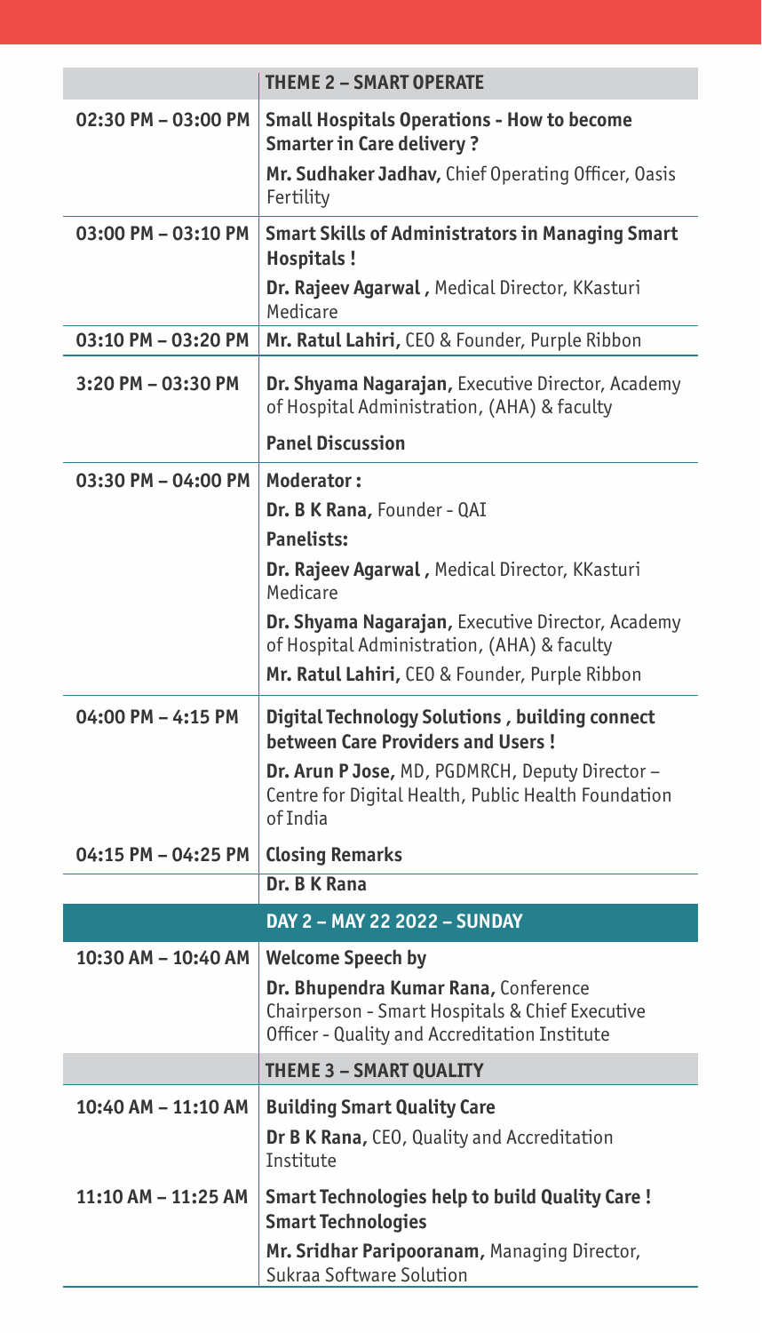| | **THEME 2 – SMART OPERATE** |
|---|---|
| 02:30 PM – 03:00 PM | **Small Hospitals Operations - How to become Smarter in Care delivery ?**<br>**Mr. Sudhaker Jadhav,** Chief Operating Officer, Oasis Fertility |
| 03:00 PM – 03:10 PM | **Smart Skills of Administrators in Managing Smart Hospitals !**<br>**Dr. Rajeev Agarwal ,** Medical Director, KKasturi Medicare |
| 03:10 PM – 03:20 PM | **Mr. Ratul Lahiri,** CEO & Founder, Purple Ribbon |
| 3:20 PM – 03:30 PM | **Dr. Shyama Nagarajan,** Executive Director, Academy of Hospital Administration, (AHA) & faculty<br>**Panel Discussion** |
| 03:30 PM – 04:00 PM | **Moderator :**<br>**Dr. B K Rana,** Founder - QAI<br>**Panelists:**<br>**Dr. Rajeev Agarwal ,** Medical Director, KKasturi Medicare<br>**Dr. Shyama Nagarajan,** Executive Director, Academy of Hospital Administration, (AHA) & faculty<br>**Mr. Ratul Lahiri,** CEO & Founder, Purple Ribbon |
| 04:00 PM – 4:15 PM | **Digital Technology Solutions , building connect between Care Providers and Users !**<br>**Dr. Arun P Jose,** MD, PGDMRCH, Deputy Director – Centre for Digital Health, Public Health Foundation of India |
| 04:15 PM – 04:25 PM | **Closing Remarks** |
| | **Dr. B K Rana** |
| | **DAY 2 – MAY 22 2022 – SUNDAY** |
| 10:30 AM – 10:40 AM | **Welcome Speech by**<br>**Dr. Bhupendra Kumar Rana,** Conference Chairperson - Smart Hospitals & Chief Executive Officer - Quality and Accreditation Institute |
| | **THEME 3 – SMART QUALITY** |
| 10:40 AM – 11:10 AM | **Building Smart Quality Care**<br>**Dr B K Rana,** CEO, Quality and Accreditation Institute |
| 11:10 AM – 11:25 AM | **Smart Technologies help to build Quality Care !**<br>**Smart Technologies**<br>**Mr. Sridhar Paripooranam,** Managing Director, Sukraa Software Solution |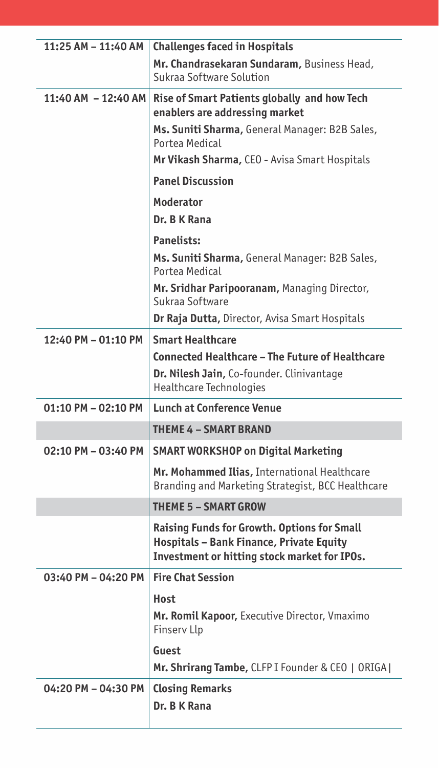| | |
|---|---|
| 11:25 AM – 11:40 AM | **Challenges faced in Hospitals**<br>**Mr. Chandrasekaran Sundaram,** Business Head, Sukraa Software Solution |
| 11:40 AM – 12:40 AM | **Rise of Smart Patients globally and how Tech enablers are addressing market**<br>**Ms. Suniti Sharma,** General Manager: B2B Sales, Portea Medical<br>**Mr Vikash Sharma,** CEO - Avisa Smart Hospitals<br>**Panel Discussion**<br>**Moderator**<br>**Dr. B K Rana**<br>**Panelists:**<br>**Ms. Suniti Sharma,** General Manager: B2B Sales, Portea Medical<br>**Mr. Sridhar Paripooranam,** Managing Director, Sukraa Software<br>**Dr Raja Dutta,** Director, Avisa Smart Hospitals |
| 12:40 PM – 01:10 PM | **Smart Healthcare**<br>**Connected Healthcare – The Future of Healthcare**<br>**Dr. Nilesh Jain,** Co-founder. Clinivantage Healthcare Technologies |
| 01:10 PM – 02:10 PM | **Lunch at Conference Venue** |
| | **THEME 4 – SMART BRAND** |
| 02:10 PM – 03:40 PM | **SMART WORKSHOP on Digital Marketing**<br>**Mr. Mohammed Ilias,** International Healthcare Branding and Marketing Strategist, BCC Healthcare |
| | **THEME 5 – SMART GROW** |
| | **Raising Funds for Growth. Options for Small Hospitals – Bank Finance, Private Equity Investment or hitting stock market for IPOs.** |
| 03:40 PM – 04:20 PM | **Fire Chat Session**<br>**Host**<br>**Mr. Romil Kapoor,** Executive Director, Vmaximo Finserv Llp<br>**Guest**<br>**Mr. Shrirang Tambe,** CLFP I Founder & CEO \| ORIGA \| |
| 04:20 PM – 04:30 PM | **Closing Remarks**<br>**Dr. B K Rana** |